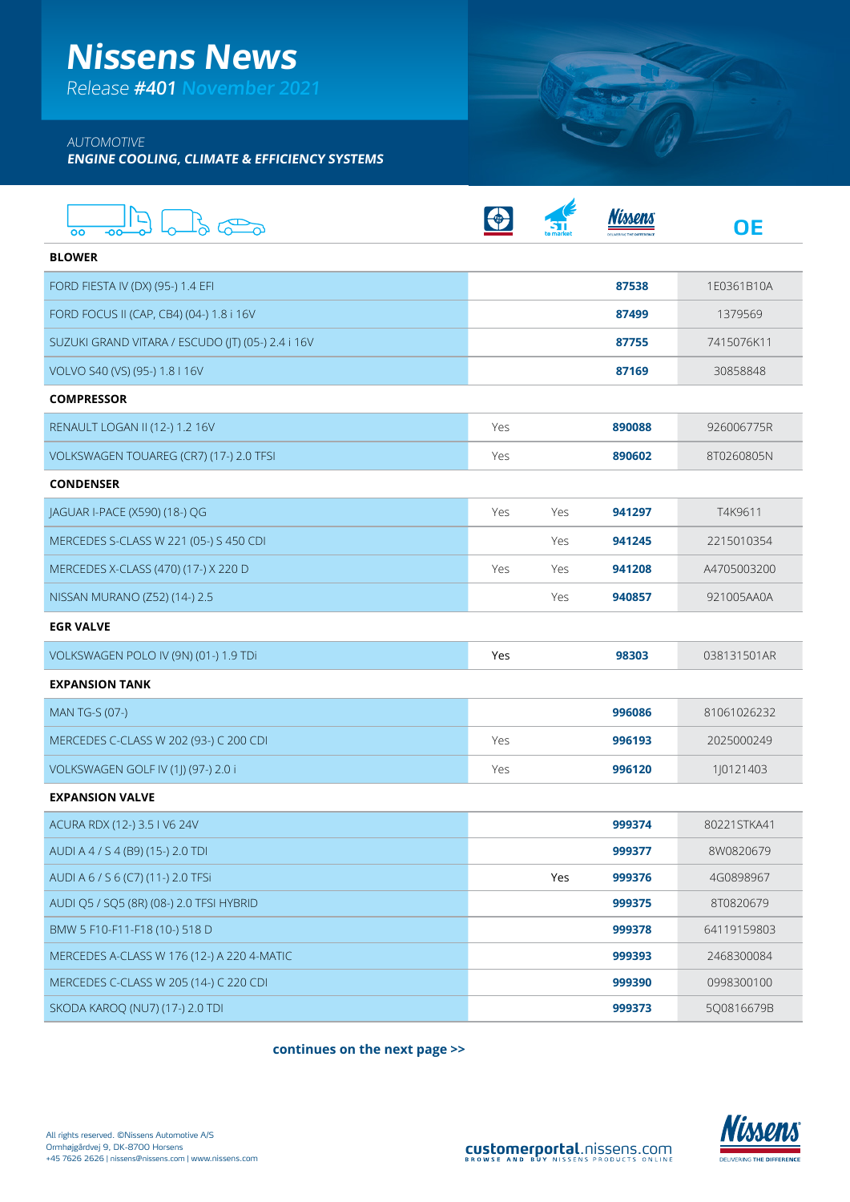# Nissens News

*Release **#401** November 2021*

*AUTOMOTIVE*
***ENGINE COOLING, CLIMATE & EFFICIENCY SYSTEMS***

| | New | 1st to market | Nissens | OE |
|---|---|---|---|---|
| **BLOWER** | | | | |
| FORD FIESTA IV (DX) (95-) 1.4 EFI | | | **87538** | 1E0361B10A |
| FORD FOCUS II (CAP, CB4) (04-) 1.8 i 16V | | | **87499** | 1379569 |
| SUZUKI GRAND VITARA / ESCUDO (JT) (05-) 2.4 i 16V | | | **87755** | 7415076K11 |
| VOLVO S40 (VS) (95-) 1.8 I 16V | | | **87169** | 30858848 |
| **COMPRESSOR** | | | | |
| RENAULT LOGAN II (12-) 1.2 16V | Yes | | **890088** | 926006775R |
| VOLKSWAGEN TOUAREG (CR7) (17-) 2.0 TFSI | Yes | | **890602** | 8T0260805N |
| **CONDENSER** | | | | |
| JAGUAR I-PACE (X590) (18-) QG | Yes | Yes | **941297** | T4K9611 |
| MERCEDES S-CLASS W 221 (05-) S 450 CDI | | Yes | **941245** | 2215010354 |
| MERCEDES X-CLASS (470) (17-) X 220 D | Yes | Yes | **941208** | A4705003200 |
| NISSAN MURANO (Z52) (14-) 2.5 | | Yes | **940857** | 921005AA0A |
| **EGR VALVE** | | | | |
| VOLKSWAGEN POLO IV (9N) (01-) 1.9 TDi | Yes | | **98303** | 038131501AR |
| **EXPANSION TANK** | | | | |
| MAN TG-S (07-) | | | **996086** | 81061026232 |
| MERCEDES C-CLASS W 202 (93-) C 200 CDI | Yes | | **996193** | 2025000249 |
| VOLKSWAGEN GOLF IV (1J) (97-) 2.0 i | Yes | | **996120** | 1J0121403 |
| **EXPANSION VALVE** | | | | |
| ACURA RDX (12-) 3.5 I V6 24V | | | **999374** | 80221STKA41 |
| AUDI A 4 / S 4 (B9) (15-) 2.0 TDI | | | **999377** | 8W0820679 |
| AUDI A 6 / S 6 (C7) (11-) 2.0 TFSi | | Yes | **999376** | 4G0898967 |
| AUDI Q5 / SQ5 (8R) (08-) 2.0 TFSI HYBRID | | | **999375** | 8T0820679 |
| BMW 5 F10-F11-F18 (10-) 518 D | | | **999378** | 64119159803 |
| MERCEDES A-CLASS W 176 (12-) A 220 4-MATIC | | | **999393** | 2468300084 |
| MERCEDES C-CLASS W 205 (14-) C 220 CDI | | | **999390** | 0998300100 |
| SKODA KAROQ (NU7) (17-) 2.0 TDI | | | **999373** | 5Q0816679B |

**continues on the next page >>**

All rights reserved. ©Nissens Automotive A/S
Ormhøjgårdvej 9, DK-8700 Horsens
+45 7626 2626 | nissens@nissens.com | www.nissens.com

**customerportal**.nissens.com
BROWSE AND BUY NISSENS PRODUCTS ONLINE

Nissens
DELIVERING THE DIFFERENCE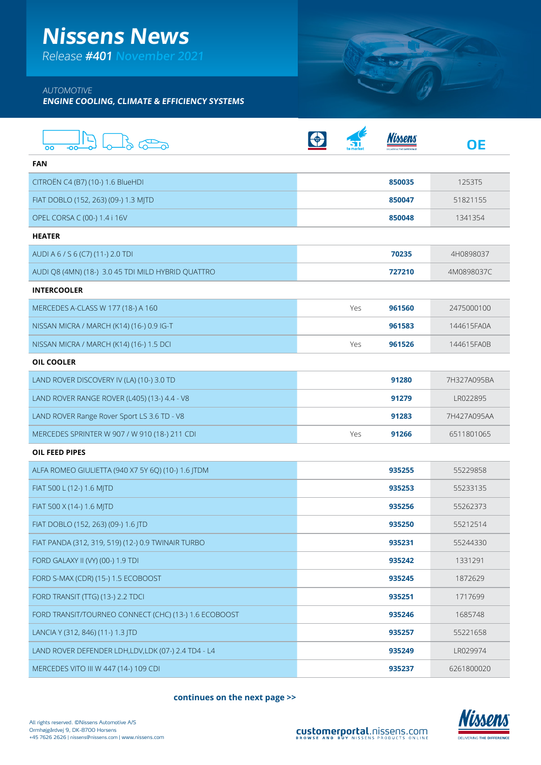# Nissens News

*Release* ***#401*** *November 2021*

*AUTOMOTIVE*

***ENGINE COOLING, CLIMATE & EFFICIENCY SYSTEMS***

| | First to market | Nissens | OE |
|---|---|---|---|
| **FAN** | | | |
| CITROËN C4 (B7) (10-) 1.6 BlueHDI | | **850035** | 1253T5 |
| FIAT DOBLO (152, 263) (09-) 1.3 MJTD | | **850047** | 51821155 |
| OPEL CORSA C (00-) 1.4 i 16V | | **850048** | 1341354 |
| **HEATER** | | | |
| AUDI A 6 / S 6 (C7) (11-) 2.0 TDI | | **70235** | 4H0898037 |
| AUDI Q8 (4MN) (18-) 3.0 45 TDI MILD HYBRID QUATTRO | | **727210** | 4M0898037C |
| **INTERCOOLER** | | | |
| MERCEDES A-CLASS W 177 (18-) A 160 | Yes | **961560** | 2475000100 |
| NISSAN MICRA / MARCH (K14) (16-) 0.9 IG-T | | **961583** | 144615FA0A |
| NISSAN MICRA / MARCH (K14) (16-) 1.5 DCI | Yes | **961526** | 144615FA0B |
| **OIL COOLER** | | | |
| LAND ROVER DISCOVERY IV (LA) (10-) 3.0 TD | | **91280** | 7H327A095BA |
| LAND ROVER RANGE ROVER (L405) (13-) 4.4 - V8 | | **91279** | LR022895 |
| LAND ROVER Range Rover Sport LS 3.6 TD - V8 | | **91283** | 7H427A095AA |
| MERCEDES SPRINTER W 907 / W 910 (18-) 211 CDI | Yes | **91266** | 6511801065 |
| **OIL FEED PIPES** | | | |
| ALFA ROMEO GIULIETTA (940 X7 5Y 6Q) (10-) 1.6 JTDM | | **935255** | 55229858 |
| FIAT 500 L (12-) 1.6 MJTD | | **935253** | 55233135 |
| FIAT 500 X (14-) 1.6 MJTD | | **935256** | 55262373 |
| FIAT DOBLO (152, 263) (09-) 1.6 JTD | | **935250** | 55212514 |
| FIAT PANDA (312, 319, 519) (12-) 0.9 TWINAIR TURBO | | **935231** | 55244330 |
| FORD GALAXY II (VY) (00-) 1.9 TDI | | **935242** | 1331291 |
| FORD S-MAX (CDR) (15-) 1.5 ECOBOOST | | **935245** | 1872629 |
| FORD TRANSIT (TTG) (13-) 2.2 TDCI | | **935251** | 1717699 |
| FORD TRANSIT/TOURNEO CONNECT (CHC) (13-) 1.6 ECOBOOST | | **935246** | 1685748 |
| LANCIA Y (312, 846) (11-) 1.3 JTD | | **935257** | 55221658 |
| LAND ROVER DEFENDER LDH,LDV,LDK (07-) 2.4 TD4 - L4 | | **935249** | LR029974 |
| MERCEDES VITO III W 447 (14-) 109 CDI | | **935237** | 6261800020 |

**continues on the next page >>**

All rights reserved. ©Nissens Automotive A/S
Ormhøjgårdvej 9, DK-8700 Horsens
+45 7626 2626 | nissens@nissens.com | www.nissens.com

**customerportal**.nissens.com
BROWSE AND BUY NISSENS PRODUCTS ONLINE

Nissens — DELIVERING THE DIFFERENCE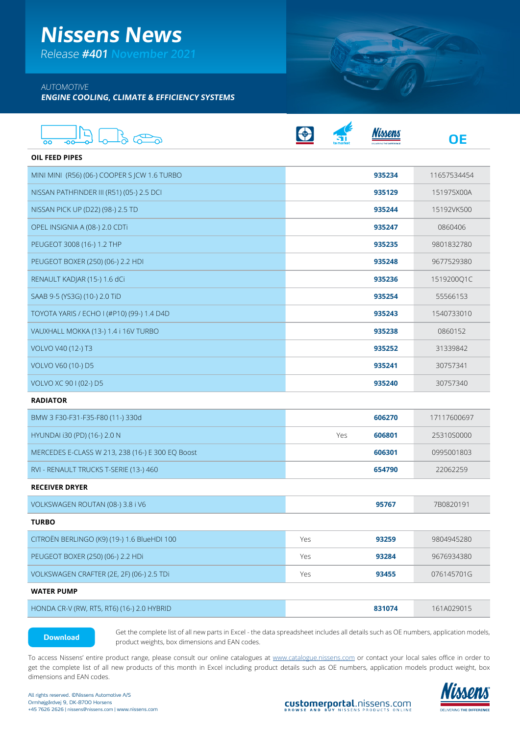# Nissens News

*Release **#401** November 2021*

*AUTOMOTIVE*
***ENGINE COOLING, CLIMATE & EFFICIENCY SYSTEMS***

| | | | Nissens | OE |
|---|---|---|---|---|
| **OIL FEED PIPES** | | | | |
| MINI MINI (R56) (06-) COOPER S JCW 1.6 TURBO | | | **935234** | 11657534454 |
| NISSAN PATHFINDER III (R51) (05-) 2.5 DCI | | | **935129** | 151975X00A |
| NISSAN PICK UP (D22) (98-) 2.5 TD | | | **935244** | 15192VK500 |
| OPEL INSIGNIA A (08-) 2.0 CDTi | | | **935247** | 0860406 |
| PEUGEOT 3008 (16-) 1.2 THP | | | **935235** | 9801832780 |
| PEUGEOT BOXER (250) (06-) 2.2 HDI | | | **935248** | 9677529380 |
| RENAULT KADJAR (15-) 1.6 dCi | | | **935236** | 1519200Q1C |
| SAAB 9-5 (YS3G) (10-) 2.0 TiD | | | **935254** | 55566153 |
| TOYOTA YARIS / ECHO I (#P10) (99-) 1.4 D4D | | | **935243** | 1540733010 |
| VAUXHALL MOKKA (13-) 1.4 i 16V TURBO | | | **935238** | 0860152 |
| VOLVO V40 (12-) T3 | | | **935252** | 31339842 |
| VOLVO V60 (10-) D5 | | | **935241** | 30757341 |
| VOLVO XC 90 I (02-) D5 | | | **935240** | 30757340 |
| **RADIATOR** | | | | |
| BMW 3 F30-F31-F35-F80 (11-) 330d | | | **606270** | 17117600697 |
| HYUNDAI i30 (PD) (16-) 2.0 N | | Yes | **606801** | 25310S0000 |
| MERCEDES E-CLASS W 213, 238 (16-) E 300 EQ Boost | | | **606301** | 0995001803 |
| RVI - RENAULT TRUCKS T-SERIE (13-) 460 | | | **654790** | 22062259 |
| **RECEIVER DRYER** | | | | |
| VOLKSWAGEN ROUTAN (08-) 3.8 i V6 | | | **95767** | 7B0820191 |
| **TURBO** | | | | |
| CITROËN BERLINGO (K9) (19-) 1.6 BlueHDI 100 | Yes | | **93259** | 9804945280 |
| PEUGEOT BOXER (250) (06-) 2.2 HDi | Yes | | **93284** | 9676934380 |
| VOLKSWAGEN CRAFTER (2E, 2F) (06-) 2.5 TDi | Yes | | **93455** | 076145701G |
| **WATER PUMP** | | | | |
| HONDA CR-V (RW, RT5, RT6) (16-) 2.0 HYBRID | | | **831074** | 161A029015 |

**Download**

Get the complete list of all new parts in Excel - the data spreadsheet includes all details such as OE numbers, application models, product weights, box dimensions and EAN codes.

To access Nissens' entire product range, please consult our online catalogues at www.catalogue.nissens.com or contact your local sales office in order to get the complete list of all new products of this month in Excel including product details such as OE numbers, application models product weight, box dimensions and EAN codes.

All rights reserved. ©Nissens Automotive A/S
Ormhøjgårdvej 9, DK-8700 Horsens
+45 7626 2626 | nissens@nissens.com | www.nissens.com

**customerportal**.nissens.com
BROWSE AND BUY NISSENS PRODUCTS ONLINE

Nissens — DELIVERING THE DIFFERENCE